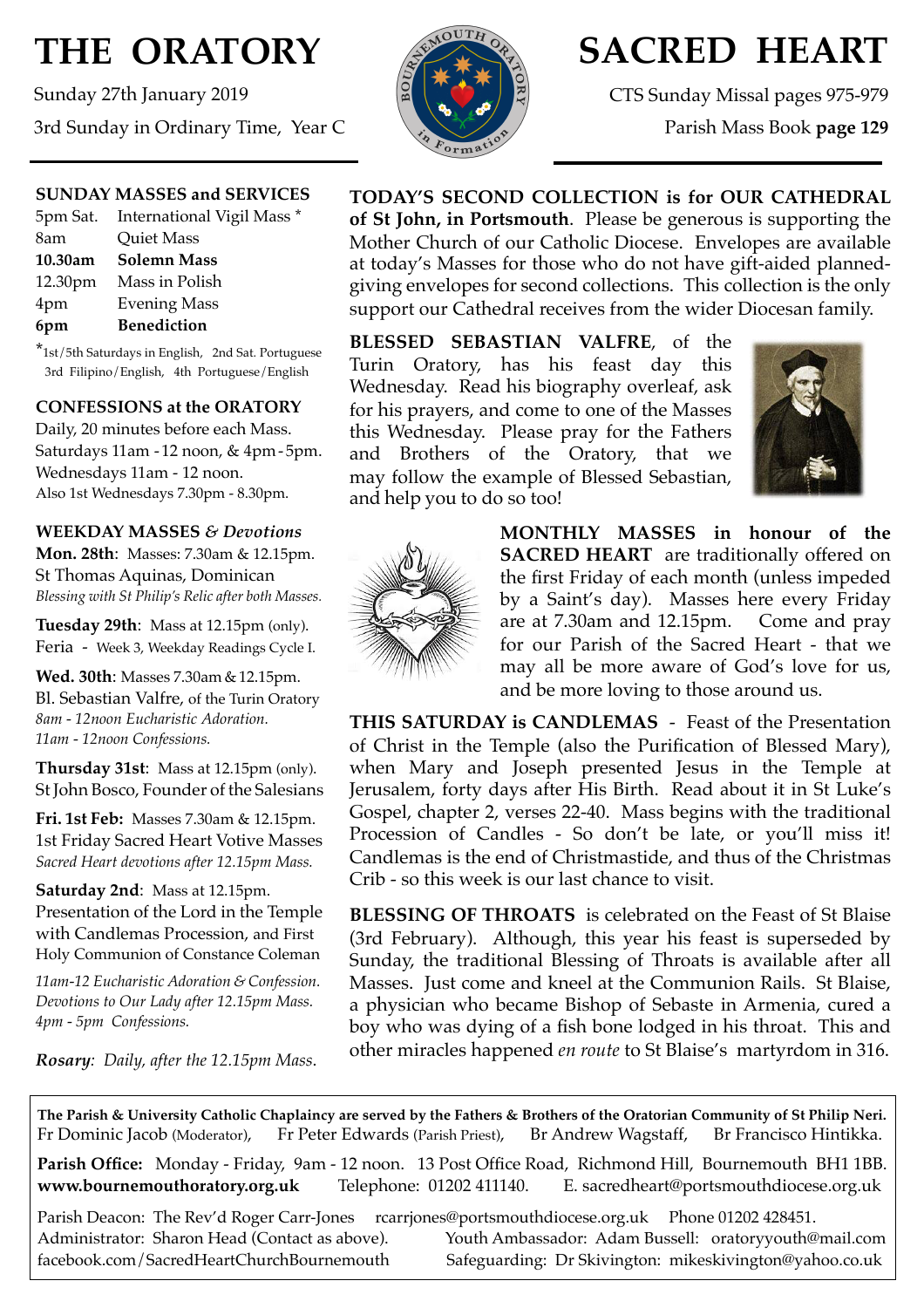# THE ORATORY

Sunday 27th January 2019

3rd Sunday in Ordinary Time, Year C

# SACRED HEART

CTS Sunday Missal pages 975-979

Parish Mass Book **page 129**

### SUNDAY MASSES and SERVICES

| | |
|---|---|
| 5pm Sat. | International Vigil Mass * |
| 8am | Quiet Mass |
| **10.30am** | **Solemn Mass** |
| 12.30pm | Mass in Polish |
| 4pm | Evening Mass |
| **6pm** | **Benediction** |

*1st/5th Saturdays in English, 2nd Sat. Portuguese 3rd Filipino/English, 4th Portuguese/English

### CONFESSIONS at the ORATORY

Daily, 20 minutes before each Mass.
Saturdays 11am - 12 noon, & 4pm - 5pm.
Wednesdays 11am - 12 noon.
Also 1st Wednesdays 7.30pm - 8.30pm.

### WEEKDAY MASSES *& Devotions*

**Mon. 28th**: Masses: 7.30am & 12.15pm.
St Thomas Aquinas, Dominican
*Blessing with St Philip's Relic after both Masses.*

**Tuesday 29th**: Mass at 12.15pm (only).
Feria - Week 3, Weekday Readings Cycle I.

**Wed. 30th**: Masses 7.30am & 12.15pm.
Bl. Sebastian Valfre, of the Turin Oratory
*8am - 12noon Eucharistic Adoration.*
*11am - 12noon Confessions.*

**Thursday 31st**: Mass at 12.15pm (only).
St John Bosco, Founder of the Salesians

**Fri. 1st Feb:** Masses 7.30am & 12.15pm.
1st Friday Sacred Heart Votive Masses
*Sacred Heart devotions after 12.15pm Mass.*

**Saturday 2nd**: Mass at 12.15pm.
Presentation of the Lord in the Temple with Candlemas Procession, and First Holy Communion of Constance Coleman

*11am-12 Eucharistic Adoration & Confession.*
*Devotions to Our Lady after 12.15pm Mass.*
*4pm - 5pm Confessions.*

***Rosary**: Daily, after the 12.15pm Mass.*

**TODAY'S SECOND COLLECTION is for OUR CATHEDRAL of St John, in Portsmouth**. Please be generous is supporting the Mother Church of our Catholic Diocese. Envelopes are available at today's Masses for those who do not have gift-aided planned-giving envelopes for second collections. This collection is the only support our Cathedral receives from the wider Diocesan family.

**BLESSED SEBASTIAN VALFRE**, of the Turin Oratory, has his feast day this Wednesday. Read his biography overleaf, ask for his prayers, and come to one of the Masses this Wednesday. Please pray for the Fathers and Brothers of the Oratory, that we may follow the example of Blessed Sebastian, and help you to do so too!

**MONTHLY MASSES in honour of the SACRED HEART** are traditionally offered on the first Friday of each month (unless impeded by a Saint's day). Masses here every Friday are at 7.30am and 12.15pm. Come and pray for our Parish of the Sacred Heart - that we may all be more aware of God's love for us, and be more loving to those around us.

**THIS SATURDAY is CANDLEMAS** - Feast of the Presentation of Christ in the Temple (also the Purification of Blessed Mary), when Mary and Joseph presented Jesus in the Temple at Jerusalem, forty days after His Birth. Read about it in St Luke's Gospel, chapter 2, verses 22-40. Mass begins with the traditional Procession of Candles - So don't be late, or you'll miss it! Candlemas is the end of Christmastide, and thus of the Christmas Crib - so this week is our last chance to visit.

**BLESSING OF THROATS** is celebrated on the Feast of St Blaise (3rd February). Although, this year his feast is superseded by Sunday, the traditional Blessing of Throats is available after all Masses. Just come and kneel at the Communion Rails. St Blaise, a physician who became Bishop of Sebaste in Armenia, cured a boy who was dying of a fish bone lodged in his throat. This and other miracles happened *en route* to St Blaise's martyrdom in 316.

**The Parish & University Catholic Chaplaincy are served by the Fathers & Brothers of the Oratorian Community of St Philip Neri.**
Fr Dominic Jacob (Moderator), Fr Peter Edwards (Parish Priest), Br Andrew Wagstaff, Br Francisco Hintikka.

**Parish Office:** Monday - Friday, 9am - 12 noon. 13 Post Office Road, Richmond Hill, Bournemouth BH1 1BB.
**www.bournemouthoratory.org.uk** Telephone: 01202 411140. E. sacredheart@portsmouthdiocese.org.uk

Parish Deacon: The Rev'd Roger Carr-Jones rcarrjones@portsmouthdiocese.org.uk Phone 01202 428451.
Administrator: Sharon Head (Contact as above). Youth Ambassador: Adam Bussell: oratoryyouth@mail.com
facebook.com/SacredHeartChurchBournemouth Safeguarding: Dr Skivington: mikeskivington@yahoo.co.uk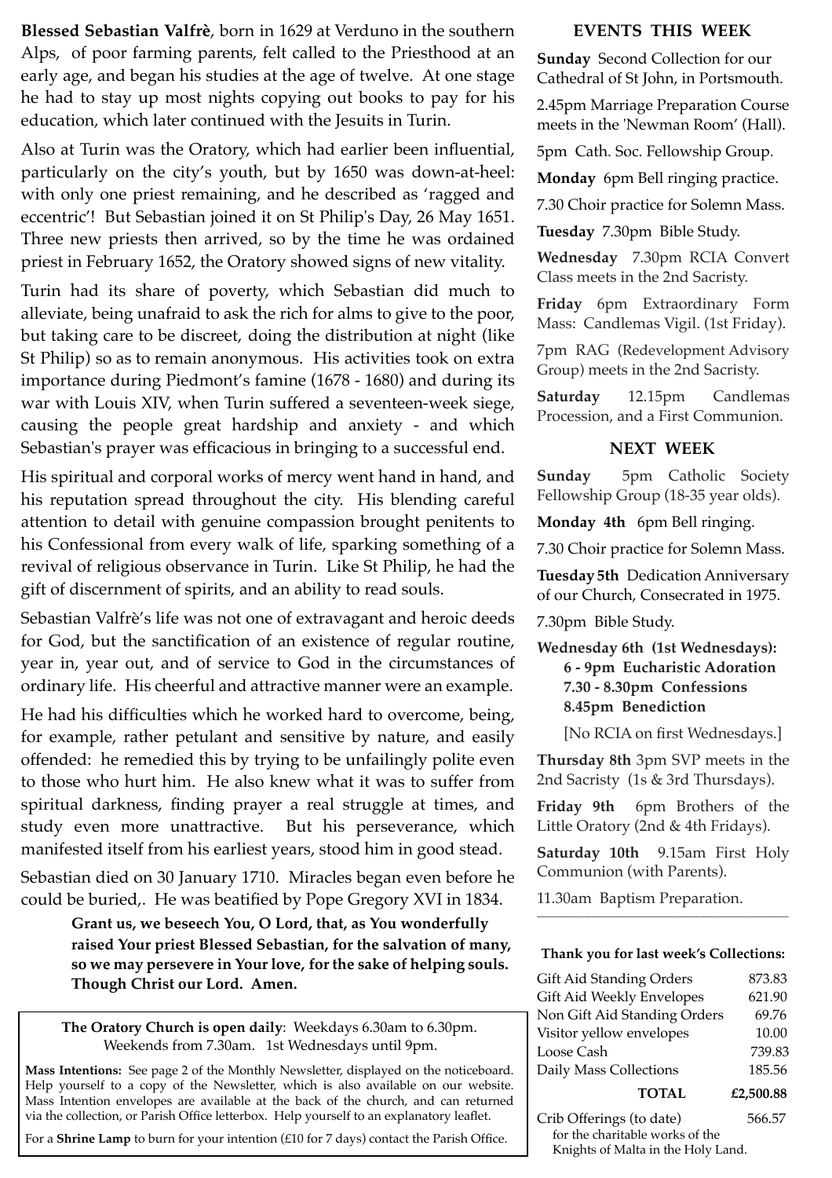**Blessed Sebastian Valfrè**, born in 1629 at Verduno in the southern Alps, of poor farming parents, felt called to the Priesthood at an early age, and began his studies at the age of twelve. At one stage he had to stay up most nights copying out books to pay for his education, which later continued with the Jesuits in Turin.

Also at Turin was the Oratory, which had earlier been influential, particularly on the city's youth, but by 1650 was down-at-heel: with only one priest remaining, and he described as 'ragged and eccentric'! But Sebastian joined it on St Philip's Day, 26 May 1651. Three new priests then arrived, so by the time he was ordained priest in February 1652, the Oratory showed signs of new vitality.

Turin had its share of poverty, which Sebastian did much to alleviate, being unafraid to ask the rich for alms to give to the poor, but taking care to be discreet, doing the distribution at night (like St Philip) so as to remain anonymous. His activities took on extra importance during Piedmont's famine (1678 - 1680) and during its war with Louis XIV, when Turin suffered a seventeen-week siege, causing the people great hardship and anxiety - and which Sebastian's prayer was efficacious in bringing to a successful end.

His spiritual and corporal works of mercy went hand in hand, and his reputation spread throughout the city. His blending careful attention to detail with genuine compassion brought penitents to his Confessional from every walk of life, sparking something of a revival of religious observance in Turin. Like St Philip, he had the gift of discernment of spirits, and an ability to read souls.

Sebastian Valfrè's life was not one of extravagant and heroic deeds for God, but the sanctification of an existence of regular routine, year in, year out, and of service to God in the circumstances of ordinary life. His cheerful and attractive manner were an example.

He had his difficulties which he worked hard to overcome, being, for example, rather petulant and sensitive by nature, and easily offended: he remedied this by trying to be unfailingly polite even to those who hurt him. He also knew what it was to suffer from spiritual darkness, finding prayer a real struggle at times, and study even more unattractive. But his perseverance, which manifested itself from his earliest years, stood him in good stead.

Sebastian died on 30 January 1710. Miracles began even before he could be buried,. He was beatified by Pope Gregory XVI in 1834.

**Grant us, we beseech You, O Lord, that, as You wonderfully raised Your priest Blessed Sebastian, for the salvation of many, so we may persevere in Your love, for the sake of helping souls. Though Christ our Lord. Amen.**

**The Oratory Church is open daily**: Weekdays 6.30am to 6.30pm. Weekends from 7.30am. 1st Wednesdays until 9pm.

**Mass Intentions:** See page 2 of the Monthly Newsletter, displayed on the noticeboard. Help yourself to a copy of the Newsletter, which is also available on our website. Mass Intention envelopes are available at the back of the church, and can returned via the collection, or Parish Office letterbox. Help yourself to an explanatory leaflet.

For a **Shrine Lamp** to burn for your intention (£10 for 7 days) contact the Parish Office.

## EVENTS THIS WEEK

**Sunday** Second Collection for our Cathedral of St John, in Portsmouth.

2.45pm Marriage Preparation Course meets in the 'Newman Room' (Hall).

5pm Cath. Soc. Fellowship Group.

**Monday** 6pm Bell ringing practice.

7.30 Choir practice for Solemn Mass.

**Tuesday** 7.30pm Bible Study.

**Wednesday** 7.30pm RCIA Convert Class meets in the 2nd Sacristy.

**Friday** 6pm Extraordinary Form Mass: Candlemas Vigil. (1st Friday).

7pm RAG (Redevelopment Advisory Group) meets in the 2nd Sacristy.

**Saturday** 12.15pm Candlemas Procession, and a First Communion.

## NEXT WEEK

**Sunday** 5pm Catholic Society Fellowship Group (18-35 year olds).

**Monday 4th** 6pm Bell ringing.

7.30 Choir practice for Solemn Mass.

**Tuesday 5th** Dedication Anniversary of our Church, Consecrated in 1975.

7.30pm Bible Study.

**Wednesday 6th (1st Wednesdays):**
**6 - 9pm Eucharistic Adoration**
**7.30 - 8.30pm Confessions**
**8.45pm Benediction**

[No RCIA on first Wednesdays.]

**Thursday 8th** 3pm SVP meets in the 2nd Sacristy (1s & 3rd Thursdays).

**Friday 9th** 6pm Brothers of the Little Oratory (2nd & 4th Fridays).

**Saturday 10th** 9.15am First Holy Communion (with Parents).

11.30am Baptism Preparation.

**Thank you for last week's Collections:**

| | |
|---|---|
| Gift Aid Standing Orders | 873.83 |
| Gift Aid Weekly Envelopes | 621.90 |
| Non Gift Aid Standing Orders | 69.76 |
| Visitor yellow envelopes | 10.00 |
| Loose Cash | 739.83 |
| Daily Mass Collections | 185.56 |
| **TOTAL** | **£2,500.88** |
| Crib Offerings (to date) for the charitable works of the Knights of Malta in the Holy Land. | 566.57 |